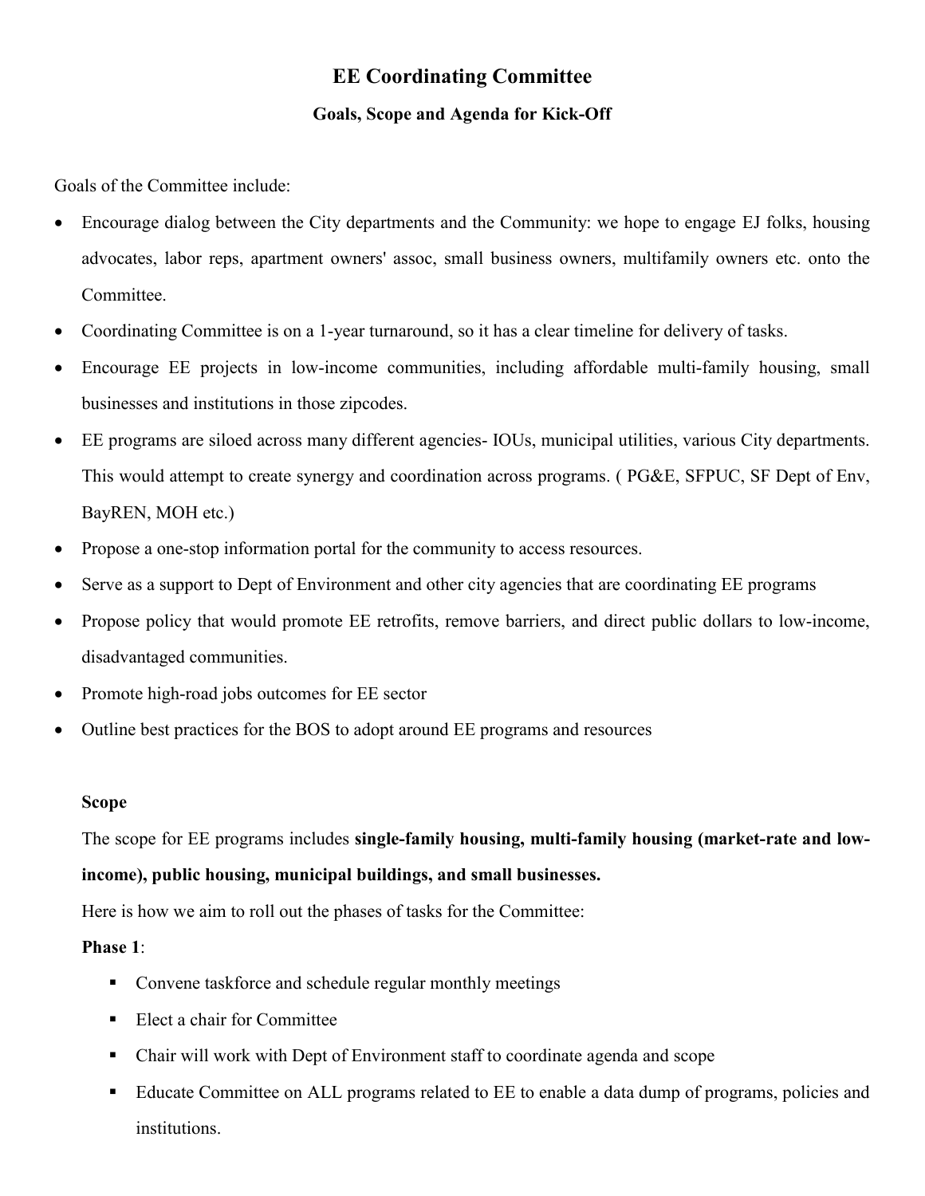# EE Coordinating Committee

## Goals, Scope and Agenda for Kick-Off

Goals of the Committee include:

- Encourage dialog between the City departments and the Community: we hope to engage EJ folks, housing advocates, labor reps, apartment owners' assoc, small business owners, multifamily owners etc. onto the Committee.
- Coordinating Committee is on a 1-year turnaround, so it has a clear timeline for delivery of tasks.
- Encourage EE projects in low-income communities, including affordable multi-family housing, small businesses and institutions in those zipcodes.
- EE programs are siloed across many different agencies- IOUs, municipal utilities, various City departments. This would attempt to create synergy and coordination across programs. ( PG&E, SFPUC, SF Dept of Env, BayREN, MOH etc.)
- Propose a one-stop information portal for the community to access resources.
- Serve as a support to Dept of Environment and other city agencies that are coordinating EE programs
- Propose policy that would promote EE retrofits, remove barriers, and direct public dollars to low-income, disadvantaged communities.
- Promote high-road jobs outcomes for EE sector
- Outline best practices for the BOS to adopt around EE programs and resources

**Scope**

The scope for EE programs includes **single-family housing, multi-family housing (market-rate and low-income), public housing, municipal buildings, and small businesses.**

Here is how we aim to roll out the phases of tasks for the Committee:

**Phase 1**:

- Convene taskforce and schedule regular monthly meetings
- Elect a chair for Committee
- Chair will work with Dept of Environment staff to coordinate agenda and scope
- Educate Committee on ALL programs related to EE to enable a data dump of programs, policies and institutions.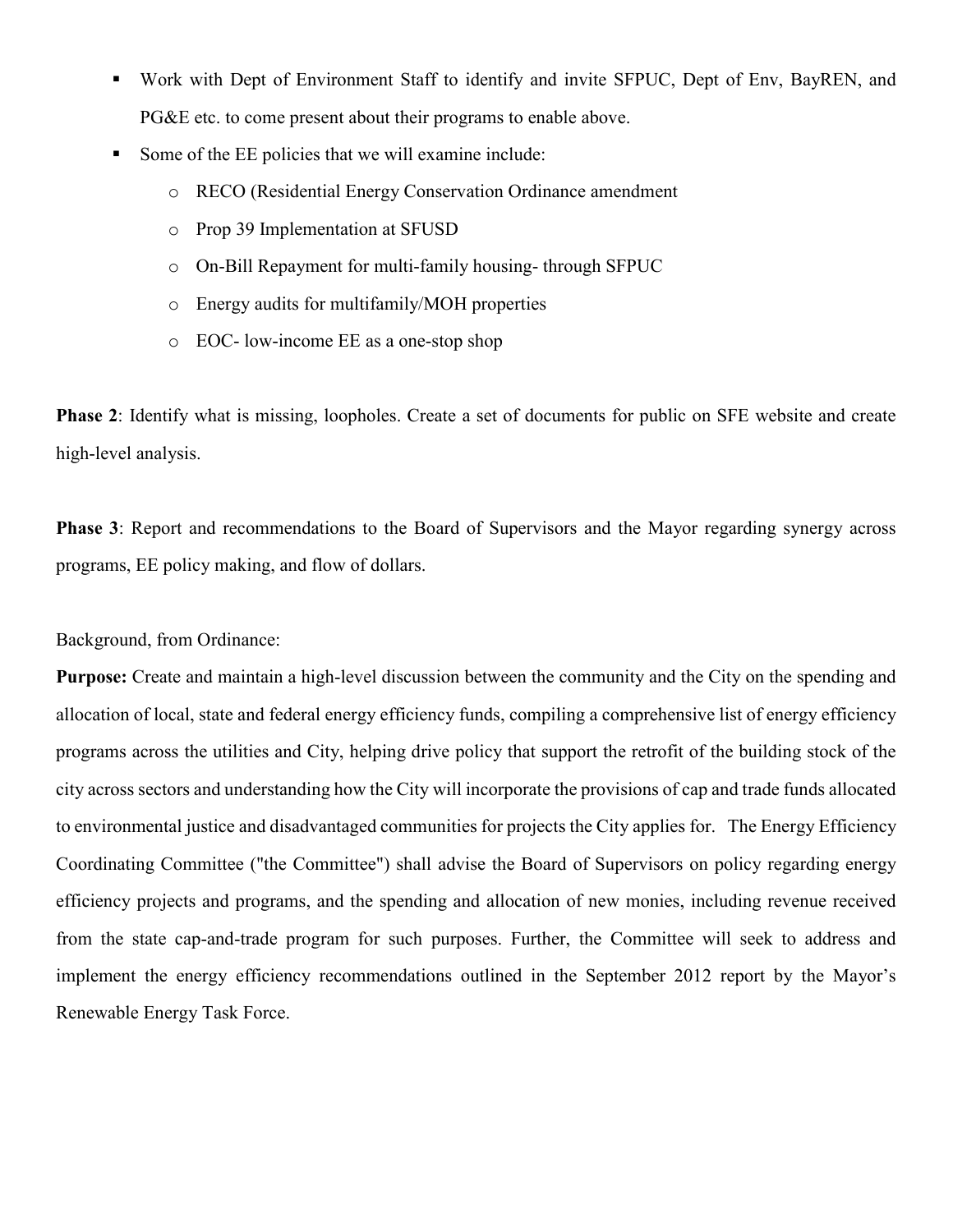- Work with Dept of Environment Staff to identify and invite SFPUC, Dept of Env, BayREN, and PG&E etc. to come present about their programs to enable above.
- Some of the EE policies that we will examine include:
  - RECO (Residential Energy Conservation Ordinance amendment
  - Prop 39 Implementation at SFUSD
  - On-Bill Repayment for multi-family housing- through SFPUC
  - Energy audits for multifamily/MOH properties
  - EOC- low-income EE as a one-stop shop

**Phase 2**: Identify what is missing, loopholes. Create a set of documents for public on SFE website and create high-level analysis.

**Phase 3**: Report and recommendations to the Board of Supervisors and the Mayor regarding synergy across programs, EE policy making, and flow of dollars.

Background, from Ordinance:

**Purpose:** Create and maintain a high-level discussion between the community and the City on the spending and allocation of local, state and federal energy efficiency funds, compiling a comprehensive list of energy efficiency programs across the utilities and City, helping drive policy that support the retrofit of the building stock of the city across sectors and understanding how the City will incorporate the provisions of cap and trade funds allocated to environmental justice and disadvantaged communities for projects the City applies for. The Energy Efficiency Coordinating Committee ("the Committee") shall advise the Board of Supervisors on policy regarding energy efficiency projects and programs, and the spending and allocation of new monies, including revenue received from the state cap-and-trade program for such purposes. Further, the Committee will seek to address and implement the energy efficiency recommendations outlined in the September 2012 report by the Mayor's Renewable Energy Task Force.